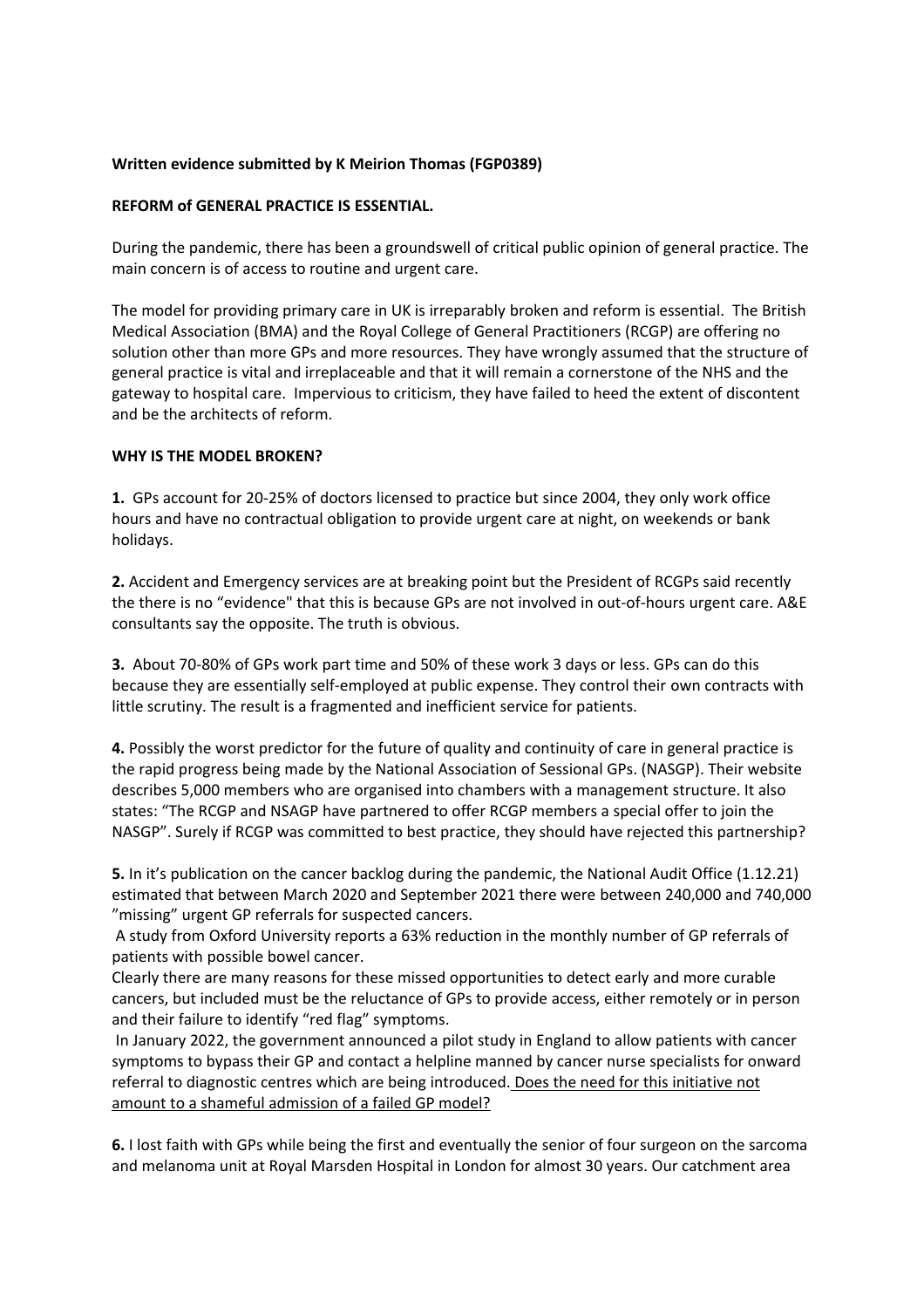**Written evidence submitted by K Meirion Thomas (FGP0389)**

**REFORM of GENERAL PRACTICE IS ESSENTIAL.**

During the pandemic, there has been a groundswell of critical public opinion of general practice. The main concern is of access to routine and urgent care.

The model for providing primary care in UK is irreparably broken and reform is essential. The British Medical Association (BMA) and the Royal College of General Practitioners (RCGP) are offering no solution other than more GPs and more resources. They have wrongly assumed that the structure of general practice is vital and irreplaceable and that it will remain a cornerstone of the NHS and the gateway to hospital care. Impervious to criticism, they have failed to heed the extent of discontent and be the architects of reform.

**WHY IS THE MODEL BROKEN?**

**1.** GPs account for 20-25% of doctors licensed to practice but since 2004, they only work office hours and have no contractual obligation to provide urgent care at night, on weekends or bank holidays.

**2.** Accident and Emergency services are at breaking point but the President of RCGPs said recently the there is no "evidence" that this is because GPs are not involved in out-of-hours urgent care. A&E consultants say the opposite. The truth is obvious.

**3.** About 70-80% of GPs work part time and 50% of these work 3 days or less. GPs can do this because they are essentially self-employed at public expense. They control their own contracts with little scrutiny. The result is a fragmented and inefficient service for patients.

**4.** Possibly the worst predictor for the future of quality and continuity of care in general practice is the rapid progress being made by the National Association of Sessional GPs. (NASGP). Their website describes 5,000 members who are organised into chambers with a management structure. It also states: "The RCGP and NSAGP have partnered to offer RCGP members a special offer to join the NASGP". Surely if RCGP was committed to best practice, they should have rejected this partnership?

**5.** In it's publication on the cancer backlog during the pandemic, the National Audit Office (1.12.21) estimated that between March 2020 and September 2021 there were between 240,000 and 740,000 "missing" urgent GP referrals for suspected cancers.

A study from Oxford University reports a 63% reduction in the monthly number of GP referrals of patients with possible bowel cancer.

Clearly there are many reasons for these missed opportunities to detect early and more curable cancers, but included must be the reluctance of GPs to provide access, either remotely or in person and their failure to identify "red flag" symptoms.

In January 2022, the government announced a pilot study in England to allow patients with cancer symptoms to bypass their GP and contact a helpline manned by cancer nurse specialists for onward referral to diagnostic centres which are being introduced. <u>Does the need for this initiative not amount to a shameful admission of a failed GP model?</u>

**6.** I lost faith with GPs while being the first and eventually the senior of four surgeon on the sarcoma and melanoma unit at Royal Marsden Hospital in London for almost 30 years. Our catchment area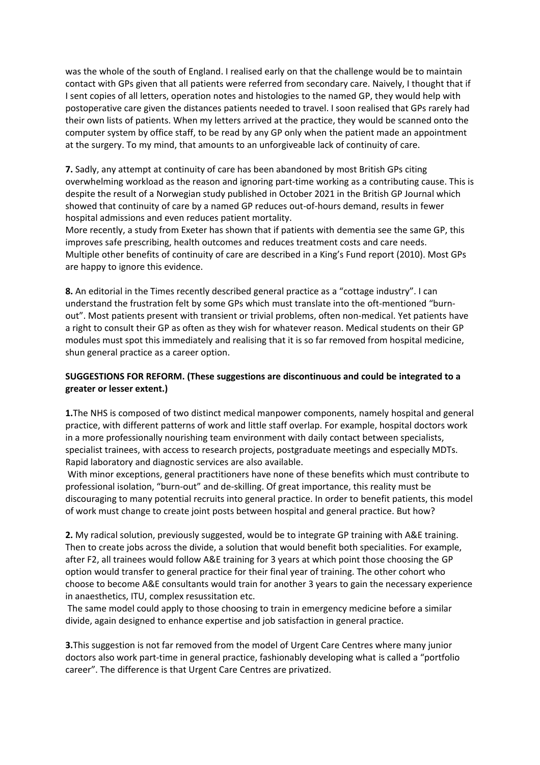was the whole of the south of England. I realised early on that the challenge would be to maintain contact with GPs given that all patients were referred from secondary care. Naively, I thought that if I sent copies of all letters, operation notes and histologies to the named GP, they would help with postoperative care given the distances patients needed to travel. I soon realised that GPs rarely had their own lists of patients. When my letters arrived at the practice, they would be scanned onto the computer system by office staff, to be read by any GP only when the patient made an appointment at the surgery. To my mind, that amounts to an unforgiveable lack of continuity of care.

**7.** Sadly, any attempt at continuity of care has been abandoned by most British GPs citing overwhelming workload as the reason and ignoring part-time working as a contributing cause. This is despite the result of a Norwegian study published in October 2021 in the British GP Journal which showed that continuity of care by a named GP reduces out-of-hours demand, results in fewer hospital admissions and even reduces patient mortality.
More recently, a study from Exeter has shown that if patients with dementia see the same GP, this improves safe prescribing, health outcomes and reduces treatment costs and care needs.
Multiple other benefits of continuity of care are described in a King's Fund report (2010). Most GPs are happy to ignore this evidence.

**8.** An editorial in the Times recently described general practice as a "cottage industry". I can understand the frustration felt by some GPs which must translate into the oft-mentioned "burn-out". Most patients present with transient or trivial problems, often non-medical. Yet patients have a right to consult their GP as often as they wish for whatever reason. Medical students on their GP modules must spot this immediately and realising that it is so far removed from hospital medicine, shun general practice as a career option.

**SUGGESTIONS FOR REFORM. (These suggestions are discontinuous and could be integrated to a greater or lesser extent.)**

**1.** The NHS is composed of two distinct medical manpower components, namely hospital and general practice, with different patterns of work and little staff overlap. For example, hospital doctors work in a more professionally nourishing team environment with daily contact between specialists, specialist trainees, with access to research projects, postgraduate meetings and especially MDTs. Rapid laboratory and diagnostic services are also available.
With minor exceptions, general practitioners have none of these benefits which must contribute to professional isolation, "burn-out" and de-skilling. Of great importance, this reality must be discouraging to many potential recruits into general practice. In order to benefit patients, this model of work must change to create joint posts between hospital and general practice. But how?

**2.** My radical solution, previously suggested, would be to integrate GP training with A&E training. Then to create jobs across the divide, a solution that would benefit both specialities. For example, after F2, all trainees would follow A&E training for 3 years at which point those choosing the GP option would transfer to general practice for their final year of training. The other cohort who choose to become A&E consultants would train for another 3 years to gain the necessary experience in anaesthetics, ITU, complex resussitation etc.
The same model could apply to those choosing to train in emergency medicine before a similar divide, again designed to enhance expertise and job satisfaction in general practice.

**3.** This suggestion is not far removed from the model of Urgent Care Centres where many junior doctors also work part-time in general practice, fashionably developing what is called a "portfolio career". The difference is that Urgent Care Centres are privatized.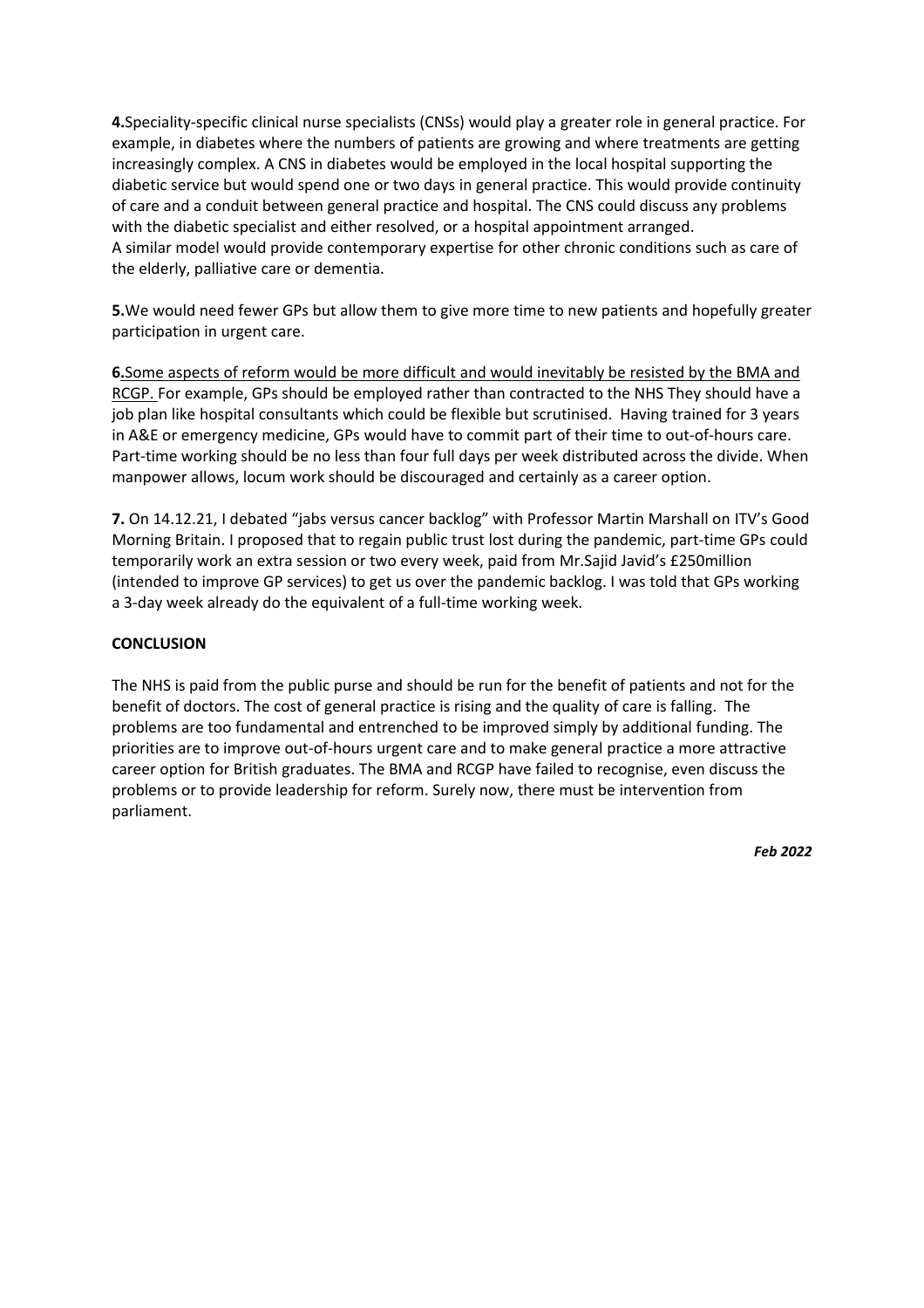**4.** Speciality-specific clinical nurse specialists (CNSs) would play a greater role in general practice. For example, in diabetes where the numbers of patients are growing and where treatments are getting increasingly complex. A CNS in diabetes would be employed in the local hospital supporting the diabetic service but would spend one or two days in general practice. This would provide continuity of care and a conduit between general practice and hospital. The CNS could discuss any problems with the diabetic specialist and either resolved, or a hospital appointment arranged.
A similar model would provide contemporary expertise for other chronic conditions such as care of the elderly, palliative care or dementia.

**5.** We would need fewer GPs but allow them to give more time to new patients and hopefully greater participation in urgent care.

**6.** <u>Some aspects of reform would be more difficult and would inevitably be resisted by the BMA and RCGP.</u> For example, GPs should be employed rather than contracted to the NHS They should have a job plan like hospital consultants which could be flexible but scrutinised. Having trained for 3 years in A&E or emergency medicine, GPs would have to commit part of their time to out-of-hours care. Part-time working should be no less than four full days per week distributed across the divide. When manpower allows, locum work should be discouraged and certainly as a career option.

**7.** On 14.12.21, I debated "jabs versus cancer backlog" with Professor Martin Marshall on ITV's Good Morning Britain. I proposed that to regain public trust lost during the pandemic, part-time GPs could temporarily work an extra session or two every week, paid from Mr.Sajid Javid's £250million (intended to improve GP services) to get us over the pandemic backlog. I was told that GPs working a 3-day week already do the equivalent of a full-time working week.

**CONCLUSION**

The NHS is paid from the public purse and should be run for the benefit of patients and not for the benefit of doctors. The cost of general practice is rising and the quality of care is falling. The problems are too fundamental and entrenched to be improved simply by additional funding. The priorities are to improve out-of-hours urgent care and to make general practice a more attractive career option for British graduates. The BMA and RCGP have failed to recognise, even discuss the problems or to provide leadership for reform. Surely now, there must be intervention from parliament.

***Feb 2022***